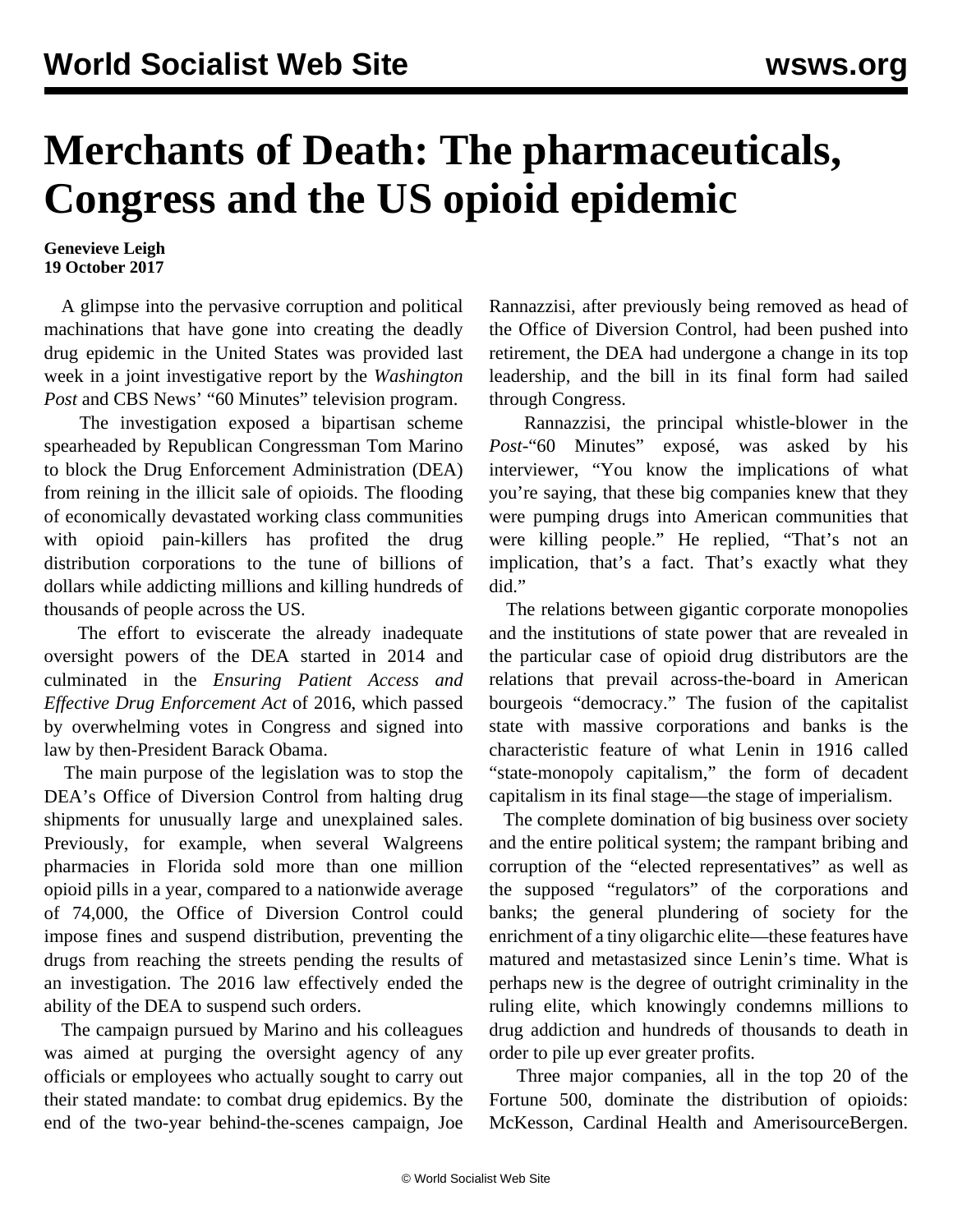# Merchants of Death: The pharmaceuticals, Congress and the US opioid epidemic

**Genevieve Leigh**
**19 October 2017**

A glimpse into the pervasive corruption and political machinations that have gone into creating the deadly drug epidemic in the United States was provided last week in a joint investigative report by the *Washington Post* and CBS News' "60 Minutes" television program.

The investigation exposed a bipartisan scheme spearheaded by Republican Congressman Tom Marino to block the Drug Enforcement Administration (DEA) from reining in the illicit sale of opioids. The flooding of economically devastated working class communities with opioid pain-killers has profited the drug distribution corporations to the tune of billions of dollars while addicting millions and killing hundreds of thousands of people across the US.

The effort to eviscerate the already inadequate oversight powers of the DEA started in 2014 and culminated in the *Ensuring Patient Access and Effective Drug Enforcement Act* of 2016, which passed by overwhelming votes in Congress and signed into law by then-President Barack Obama.

The main purpose of the legislation was to stop the DEA's Office of Diversion Control from halting drug shipments for unusually large and unexplained sales. Previously, for example, when several Walgreens pharmacies in Florida sold more than one million opioid pills in a year, compared to a nationwide average of 74,000, the Office of Diversion Control could impose fines and suspend distribution, preventing the drugs from reaching the streets pending the results of an investigation. The 2016 law effectively ended the ability of the DEA to suspend such orders.

The campaign pursued by Marino and his colleagues was aimed at purging the oversight agency of any officials or employees who actually sought to carry out their stated mandate: to combat drug epidemics. By the end of the two-year behind-the-scenes campaign, Joe Rannazzisi, after previously being removed as head of the Office of Diversion Control, had been pushed into retirement, the DEA had undergone a change in its top leadership, and the bill in its final form had sailed through Congress.

Rannazzisi, the principal whistle-blower in the *Post*-"60 Minutes" exposé, was asked by his interviewer, "You know the implications of what you're saying, that these big companies knew that they were pumping drugs into American communities that were killing people." He replied, "That's not an implication, that's a fact. That's exactly what they did."

The relations between gigantic corporate monopolies and the institutions of state power that are revealed in the particular case of opioid drug distributors are the relations that prevail across-the-board in American bourgeois "democracy." The fusion of the capitalist state with massive corporations and banks is the characteristic feature of what Lenin in 1916 called "state-monopoly capitalism," the form of decadent capitalism in its final stage—the stage of imperialism.

The complete domination of big business over society and the entire political system; the rampant bribing and corruption of the "elected representatives" as well as the supposed "regulators" of the corporations and banks; the general plundering of society for the enrichment of a tiny oligarchic elite—these features have matured and metastasized since Lenin's time. What is perhaps new is the degree of outright criminality in the ruling elite, which knowingly condemns millions to drug addiction and hundreds of thousands to death in order to pile up ever greater profits.

Three major companies, all in the top 20 of the Fortune 500, dominate the distribution of opioids: McKesson, Cardinal Health and AmerisourceBergen.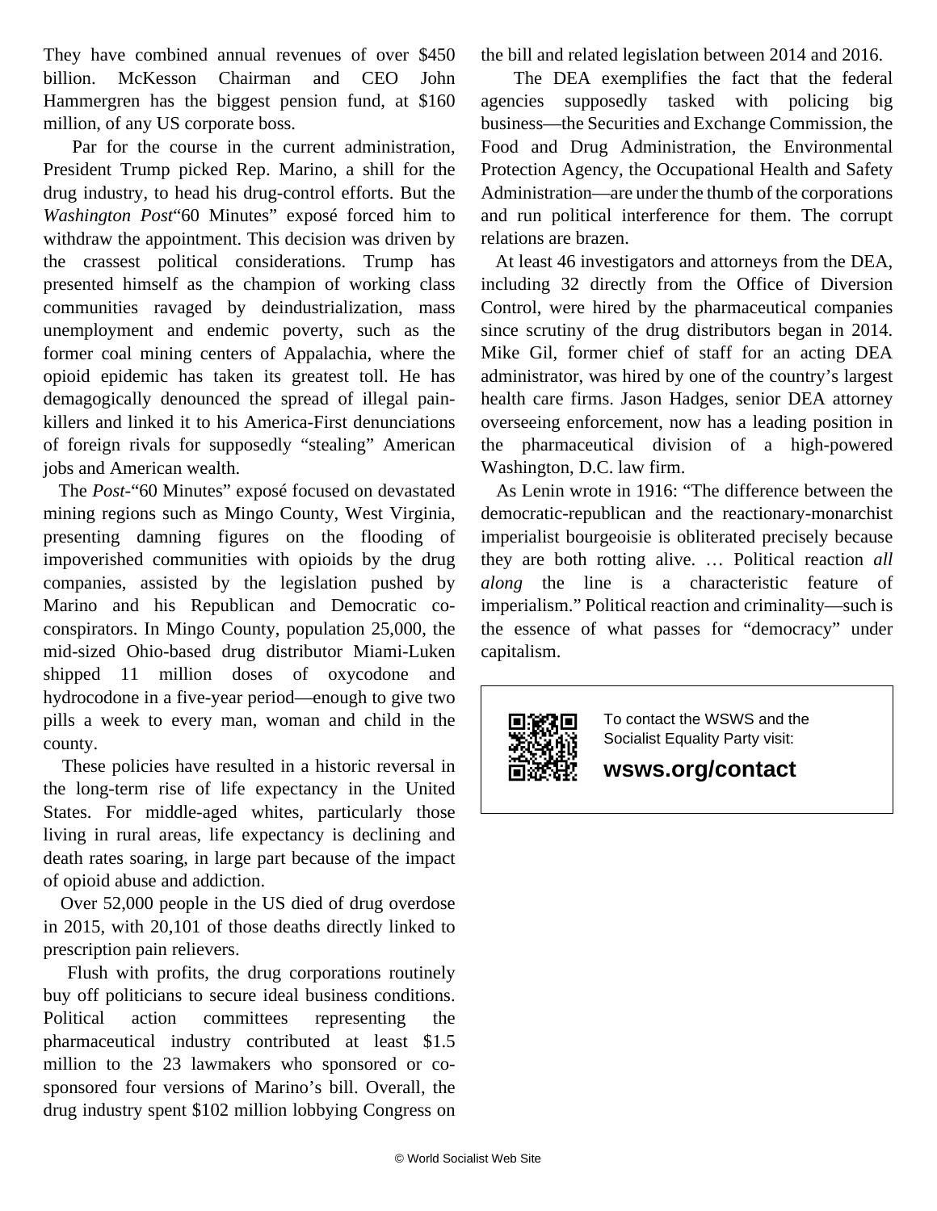They have combined annual revenues of over $450 billion. McKesson Chairman and CEO John Hammergren has the biggest pension fund, at $160 million, of any US corporate boss.

Par for the course in the current administration, President Trump picked Rep. Marino, a shill for the drug industry, to head his drug-control efforts. But the *Washington Post*“60 Minutes” exposé forced him to withdraw the appointment. This decision was driven by the crassest political considerations. Trump has presented himself as the champion of working class communities ravaged by deindustrialization, mass unemployment and endemic poverty, such as the former coal mining centers of Appalachia, where the opioid epidemic has taken its greatest toll. He has demagogically denounced the spread of illegal pain-killers and linked it to his America-First denunciations of foreign rivals for supposedly “stealing” American jobs and American wealth.

The *Post*-“60 Minutes” exposé focused on devastated mining regions such as Mingo County, West Virginia, presenting damning figures on the flooding of impoverished communities with opioids by the drug companies, assisted by the legislation pushed by Marino and his Republican and Democratic co-conspirators. In Mingo County, population 25,000, the mid-sized Ohio-based drug distributor Miami-Luken shipped 11 million doses of oxycodone and hydrocodone in a five-year period—enough to give two pills a week to every man, woman and child in the county.

These policies have resulted in a historic reversal in the long-term rise of life expectancy in the United States. For middle-aged whites, particularly those living in rural areas, life expectancy is declining and death rates soaring, in large part because of the impact of opioid abuse and addiction.

Over 52,000 people in the US died of drug overdose in 2015, with 20,101 of those deaths directly linked to prescription pain relievers.

Flush with profits, the drug corporations routinely buy off politicians to secure ideal business conditions. Political action committees representing the pharmaceutical industry contributed at least $1.5 million to the 23 lawmakers who sponsored or co-sponsored four versions of Marino’s bill. Overall, the drug industry spent $102 million lobbying Congress on the bill and related legislation between 2014 and 2016.

The DEA exemplifies the fact that the federal agencies supposedly tasked with policing big business—the Securities and Exchange Commission, the Food and Drug Administration, the Environmental Protection Agency, the Occupational Health and Safety Administration—are under the thumb of the corporations and run political interference for them. The corrupt relations are brazen.

At least 46 investigators and attorneys from the DEA, including 32 directly from the Office of Diversion Control, were hired by the pharmaceutical companies since scrutiny of the drug distributors began in 2014. Mike Gil, former chief of staff for an acting DEA administrator, was hired by one of the country’s largest health care firms. Jason Hadges, senior DEA attorney overseeing enforcement, now has a leading position in the pharmaceutical division of a high-powered Washington, D.C. law firm.

As Lenin wrote in 1916: “The difference between the democratic-republican and the reactionary-monarchist imperialist bourgeoisie is obliterated precisely because they are both rotting alive. … Political reaction *all along* the line is a characteristic feature of imperialism.” Political reaction and criminality—such is the essence of what passes for “democracy” under capitalism.

To contact the WSWS and the Socialist Equality Party visit:

**wsws.org/contact**